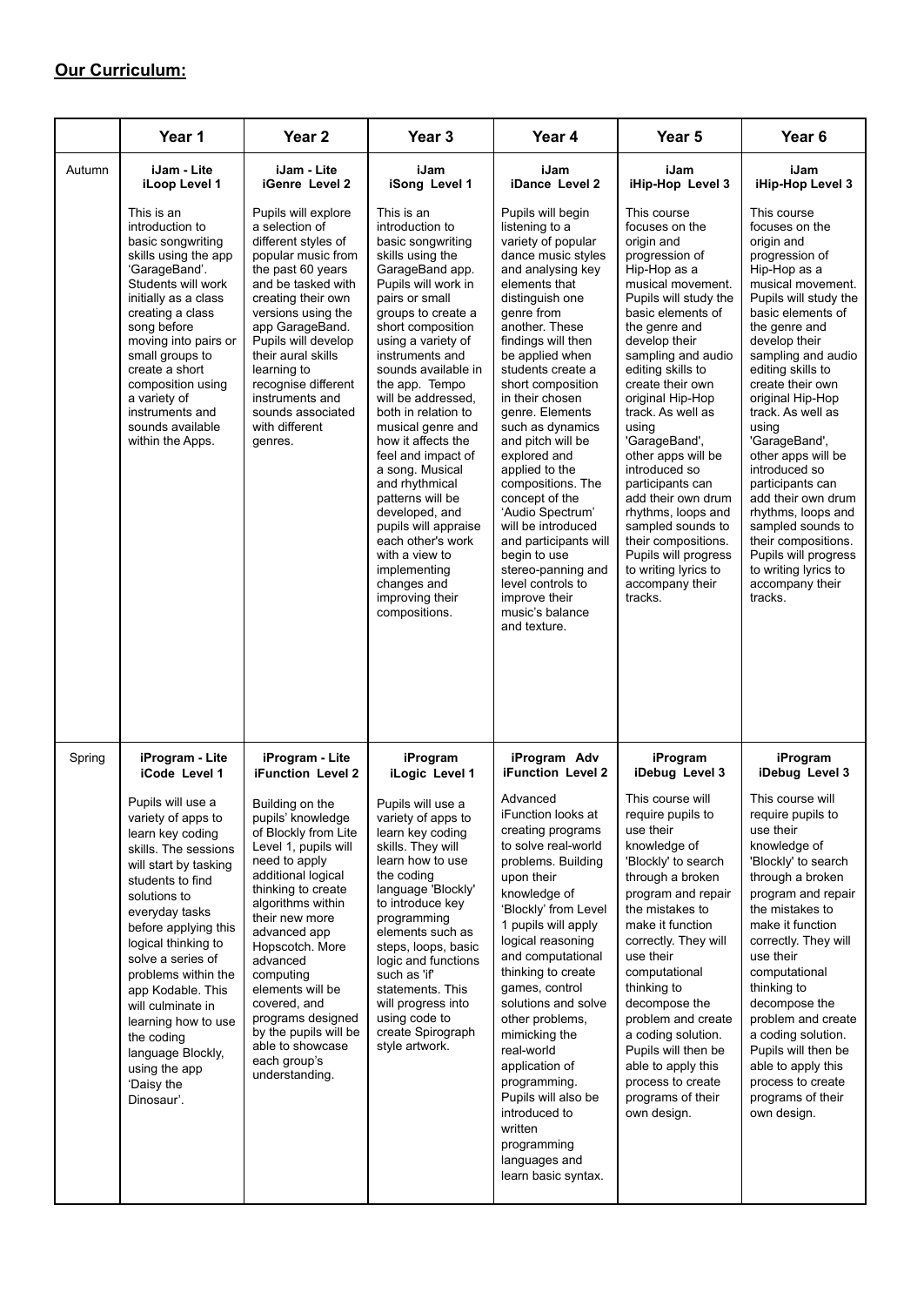## **Our Curriculum:**

| | Year 1 | Year 2 | Year 3 | Year 4 | Year 5 | Year 6 |
|---|---|---|---|---|---|---|
| Autumn | **iJam - Lite iLoop Level 1**<br><br>This is an introduction to basic songwriting skills using the app 'GarageBand'. Students will work initially as a class creating a class song before moving into pairs or small groups to create a short composition using a variety of instruments and sounds available within the Apps. | **iJam - Lite iGenre Level 2**<br><br>Pupils will explore a selection of different styles of popular music from the past 60 years and be tasked with creating their own versions using the app GarageBand. Pupils will develop their aural skills learning to recognise different instruments and sounds associated with different genres. | **iJam iSong Level 1**<br><br>This is an introduction to basic songwriting skills using the GarageBand app. Pupils will work in pairs or small groups to create a short composition using a variety of instruments and sounds available in the app. Tempo will be addressed, both in relation to musical genre and how it affects the feel and impact of a song. Musical and rhythmical patterns will be developed, and pupils will appraise each other's work with a view to implementing changes and improving their compositions. | **iJam iDance Level 2**<br><br>Pupils will begin listening to a variety of popular dance music styles and analysing key elements that distinguish one genre from another. These findings will then be applied when students create a short composition in their chosen genre. Elements such as dynamics and pitch will be explored and applied to the compositions. The concept of the 'Audio Spectrum' will be introduced and participants will begin to use stereo-panning and level controls to improve their music's balance and texture. | **iJam iHip-Hop Level 3**<br><br>This course focuses on the origin and progression of Hip-Hop as a musical movement. Pupils will study the basic elements of the genre and develop their sampling and audio editing skills to create their own original Hip-Hop track. As well as using 'GarageBand', other apps will be introduced so participants can add their own drum rhythms, loops and sampled sounds to their compositions. Pupils will progress to writing lyrics to accompany their tracks. | **iJam iHip-Hop Level 3**<br><br>This course focuses on the origin and progression of Hip-Hop as a musical movement. Pupils will study the basic elements of the genre and develop their sampling and audio editing skills to create their own original Hip-Hop track. As well as using 'GarageBand', other apps will be introduced so participants can add their own drum rhythms, loops and sampled sounds to their compositions. Pupils will progress to writing lyrics to accompany their tracks. |
| Spring | **iProgram - Lite iCode Level 1**<br><br>Pupils will use a variety of apps to learn key coding skills. The sessions will start by tasking students to find solutions to everyday tasks before applying this logical thinking to solve a series of problems within the app Kodable. This will culminate in learning how to use the coding language Blockly, using the app 'Daisy the Dinosaur'. | **iProgram - Lite iFunction Level 2**<br><br>Building on the pupils' knowledge of Blockly from Lite Level 1, pupils will need to apply additional logical thinking to create algorithms within their new more advanced app Hopscotch. More advanced computing elements will be covered, and programs designed by the pupils will be able to showcase each group's understanding. | **iProgram iLogic Level 1**<br><br>Pupils will use a variety of apps to learn key coding skills. They will learn how to use the coding language 'Blockly' to introduce key programming elements such as steps, loops, basic logic and functions such as 'if' statements. This will progress into using code to create Spirograph style artwork. | **iProgram Adv iFunction Level 2**<br><br>Advanced iFunction looks at creating programs to solve real-world problems. Building upon their knowledge of 'Blockly' from Level 1 pupils will apply logical reasoning and computational thinking to create games, control solutions and solve other problems, mimicking the real-world application of programming. Pupils will also be introduced to written programming languages and learn basic syntax. | **iProgram iDebug Level 3**<br><br>This course will require pupils to use their knowledge of 'Blockly' to search through a broken program and repair the mistakes to make it function correctly. They will use their computational thinking to decompose the problem and create a coding solution. Pupils will then be able to apply this process to create programs of their own design. | **iProgram iDebug Level 3**<br><br>This course will require pupils to use their knowledge of 'Blockly' to search through a broken program and repair the mistakes to make it function correctly. They will use their computational thinking to decompose the problem and create a coding solution. Pupils will then be able to apply this process to create programs of their own design. |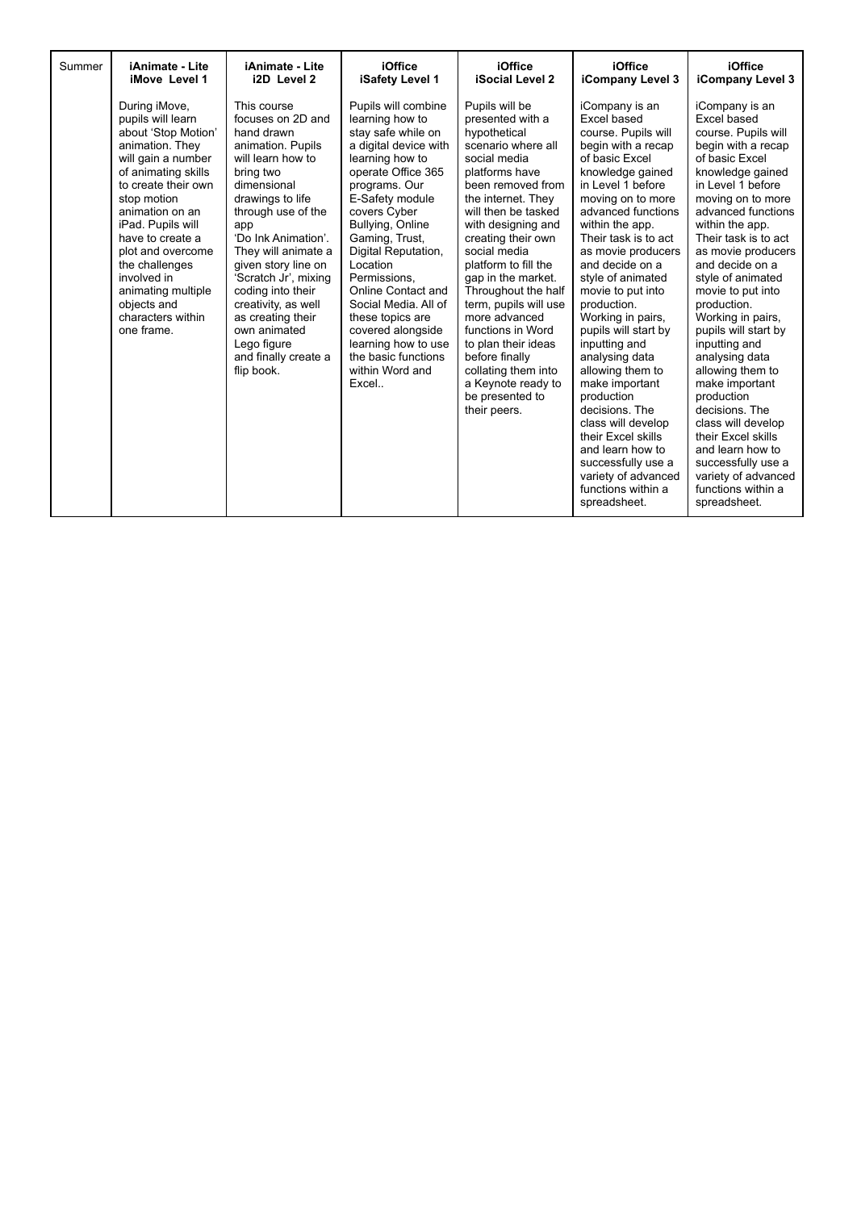| | | | | | | |
|---|---|---|---|---|---|---|
| Summer | **iAnimate - Lite iMove Level 1**<br><br>During iMove, pupils will learn about 'Stop Motion' animation. They will gain a number of animating skills to create their own stop motion animation on an iPad. Pupils will have to create a plot and overcome the challenges involved in animating multiple objects and characters within one frame. | **iAnimate - Lite i2D Level 2**<br><br>This course focuses on 2D and hand drawn animation. Pupils will learn how to bring two dimensional drawings to life through use of the app 'Do Ink Animation'. They will animate a given story line on 'Scratch Jr', mixing coding into their creativity, as well as creating their own animated Lego figure and finally create a flip book. | **iOffice iSafety Level 1**<br><br>Pupils will combine learning how to stay safe while on a digital device with learning how to operate Office 365 programs. Our E-Safety module covers Cyber Bullying, Online Gaming, Trust, Digital Reputation, Location Permissions, Online Contact and Social Media. All of these topics are covered alongside learning how to use the basic functions within Word and Excel.. | **iOffice iSocial Level 2**<br><br>Pupils will be presented with a hypothetical scenario where all social media platforms have been removed from the internet. They will then be tasked with designing and creating their own social media platform to fill the gap in the market. Throughout the half term, pupils will use more advanced functions in Word to plan their ideas before finally collating them into a Keynote ready to be presented to their peers. | **iOffice iCompany Level 3**<br><br>iCompany is an Excel based course. Pupils will begin with a recap of basic Excel knowledge gained in Level 1 before moving on to more advanced functions within the app. Their task is to act as movie producers and decide on a style of animated movie to put into production. Working in pairs, pupils will start by inputting and analysing data allowing them to make important production decisions. The class will develop their Excel skills and learn how to successfully use a variety of advanced functions within a spreadsheet. | **iOffice iCompany Level 3**<br><br>iCompany is an Excel based course. Pupils will begin with a recap of basic Excel knowledge gained in Level 1 before moving on to more advanced functions within the app. Their task is to act as movie producers and decide on a style of animated movie to put into production. Working in pairs, pupils will start by inputting and analysing data allowing them to make important production decisions. The class will develop their Excel skills and learn how to successfully use a variety of advanced functions within a spreadsheet. |